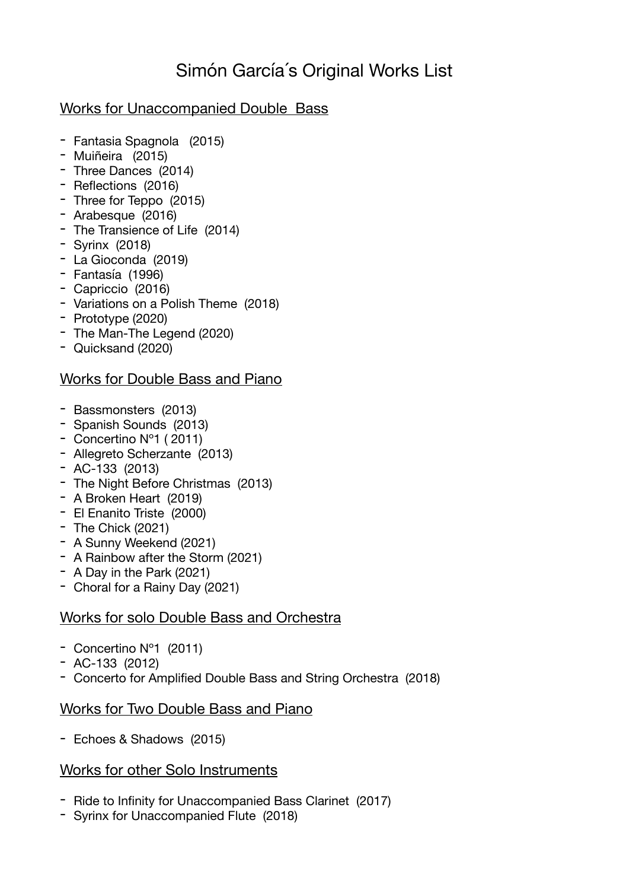# Simón García´s Original Works List

## Works for Unaccompanied Double Bass

- Fantasia Spagnola (2015)
- Muiñeira (2015)
- Three Dances (2014)
- Reflections (2016)
- Three for Teppo (2015)
- Arabesque (2016)
- The Transience of Life (2014)
- Syrinx (2018)
- La Gioconda (2019)
- Fantasía (1996)
- Capriccio (2016)
- Variations on a Polish Theme (2018)
- Prototype (2020)
- The Man-The Legend (2020)
- Quicksand (2020)

## Works for Double Bass and Piano

- Bassmonsters (2013)
- Spanish Sounds (2013)
- Concertino Nº1 ( 2011)
- Allegreto Scherzante (2013)
- AC-133 (2013)
- The Night Before Christmas (2013)
- A Broken Heart (2019)
- El Enanito Triste (2000)
- The Chick (2021)
- A Sunny Weekend (2021)
- A Rainbow after the Storm (2021)
- A Day in the Park (2021)
- Choral for a Rainy Day (2021)

## Works for solo Double Bass and Orchestra

- Concertino Nº1 (2011)
- AC-133 (2012)
- Concerto for Amplified Double Bass and String Orchestra (2018)

## Works for Two Double Bass and Piano

- Echoes & Shadows (2015)

## Works for other Solo Instruments

- Ride to Infinity for Unaccompanied Bass Clarinet (2017)
- Syrinx for Unaccompanied Flute (2018)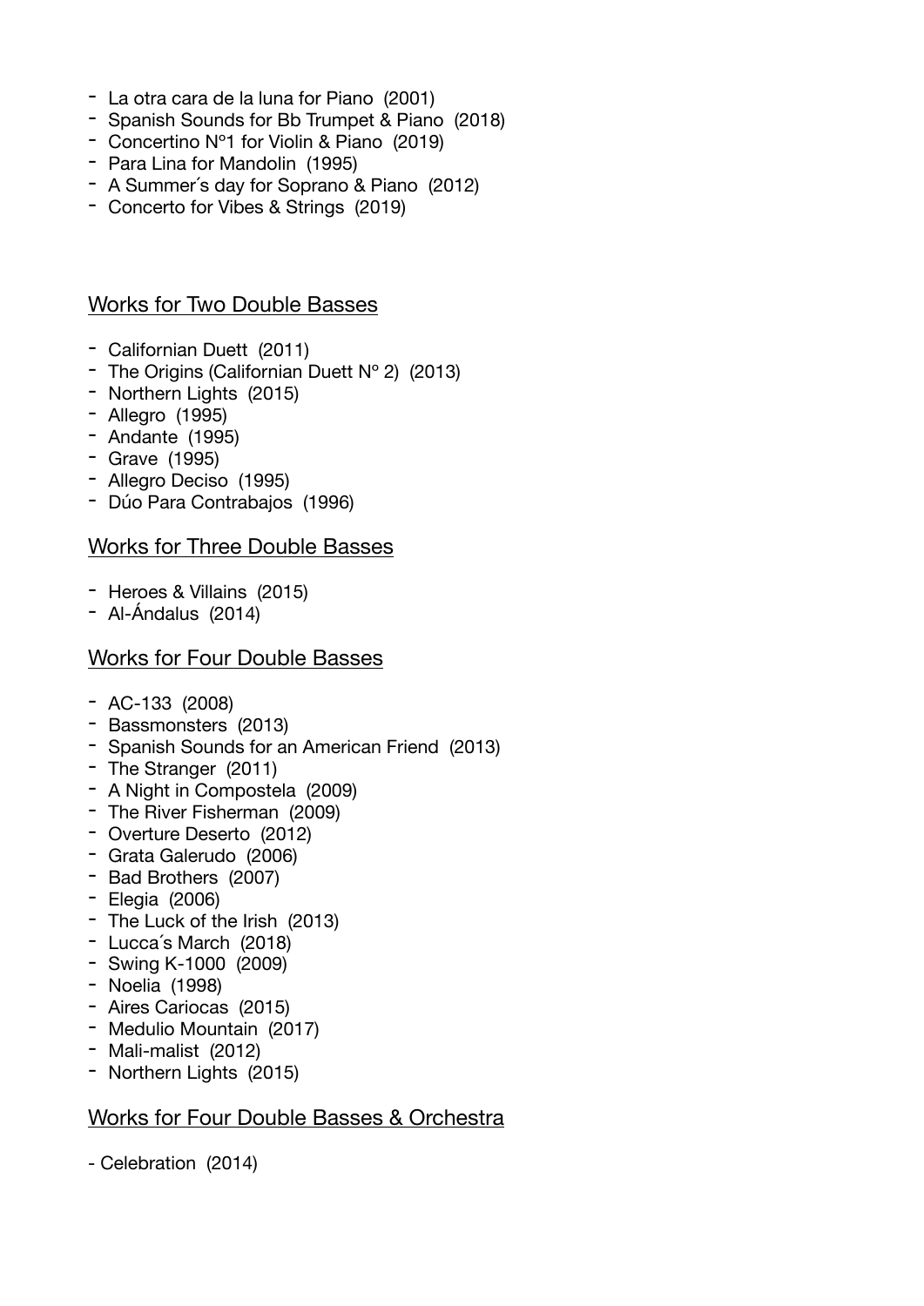- La otra cara de la luna for Piano (2001)
- Spanish Sounds for Bb Trumpet & Piano (2018)
- Concertino N°1 for Violin & Piano (2019)
- Para Lina for Mandolin (1995)
- A Summer´s day for Soprano & Piano (2012)
- Concerto for Vibes & Strings (2019)

## Works for Two Double Basses

- Californian Duett (2011)
- The Origins (Californian Duett N° 2) (2013)
- Northern Lights (2015)
- Allegro (1995)
- Andante (1995)
- Grave (1995)
- Allegro Deciso (1995)
- Dúo Para Contrabajos (1996)

## Works for Three Double Basses

- Heroes & Villains (2015)
- Al-Ándalus (2014)

## Works for Four Double Basses

- AC-133 (2008)
- Bassmonsters (2013)
- Spanish Sounds for an American Friend (2013)
- The Stranger (2011)
- A Night in Compostela (2009)
- The River Fisherman (2009)
- Overture Deserto (2012)
- Grata Galerudo (2006)
- Bad Brothers (2007)
- Elegia (2006)
- The Luck of the Irish (2013)
- Lucca´s March (2018)
- Swing K-1000 (2009)
- Noelia (1998)
- Aires Cariocas (2015)
- Medulio Mountain (2017)
- Mali-malist (2012)
- Northern Lights (2015)

## Works for Four Double Basses & Orchestra

- Celebration (2014)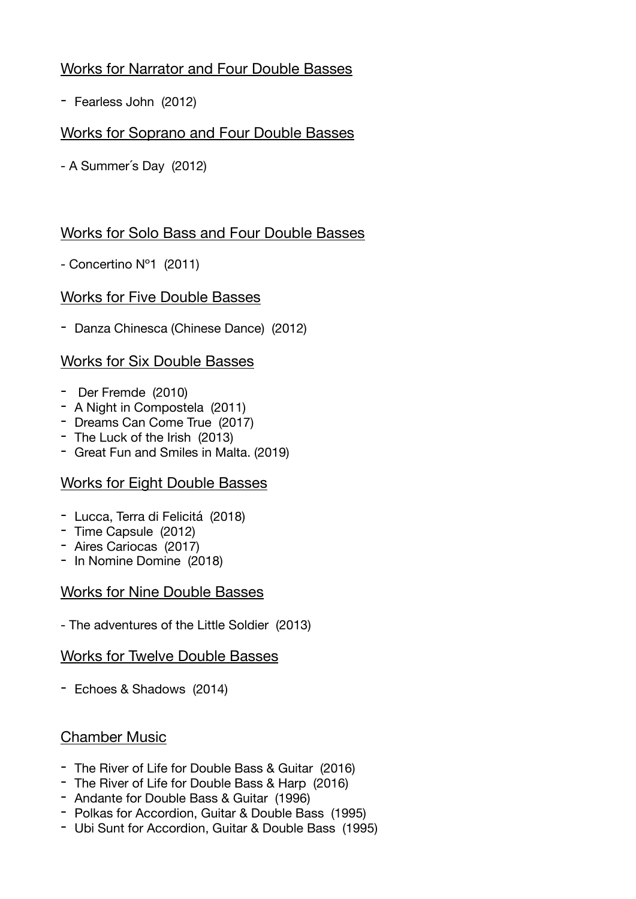## Works for Narrator and Four Double Basses

- Fearless John (2012)

## Works for Soprano and Four Double Basses

- A Summer´s Day (2012)

## Works for Solo Bass and Four Double Basses

- Concertino Nº1 (2011)

## Works for Five Double Basses

- Danza Chinesca (Chinese Dance) (2012)

## Works for Six Double Basses

- Der Fremde (2010)
- A Night in Compostela (2011)
- Dreams Can Come True (2017)
- The Luck of the Irish (2013)
- Great Fun and Smiles in Malta. (2019)

## Works for Eight Double Basses

- Lucca, Terra di Felicitá (2018)
- Time Capsule (2012)
- Aires Cariocas (2017)
- In Nomine Domine (2018)

## Works for Nine Double Basses

- The adventures of the Little Soldier (2013)

## Works for Twelve Double Basses

- Echoes & Shadows (2014)

## Chamber Music

- The River of Life for Double Bass & Guitar (2016)
- The River of Life for Double Bass & Harp (2016)
- Andante for Double Bass & Guitar (1996)
- Polkas for Accordion, Guitar & Double Bass (1995)
- Ubi Sunt for Accordion, Guitar & Double Bass (1995)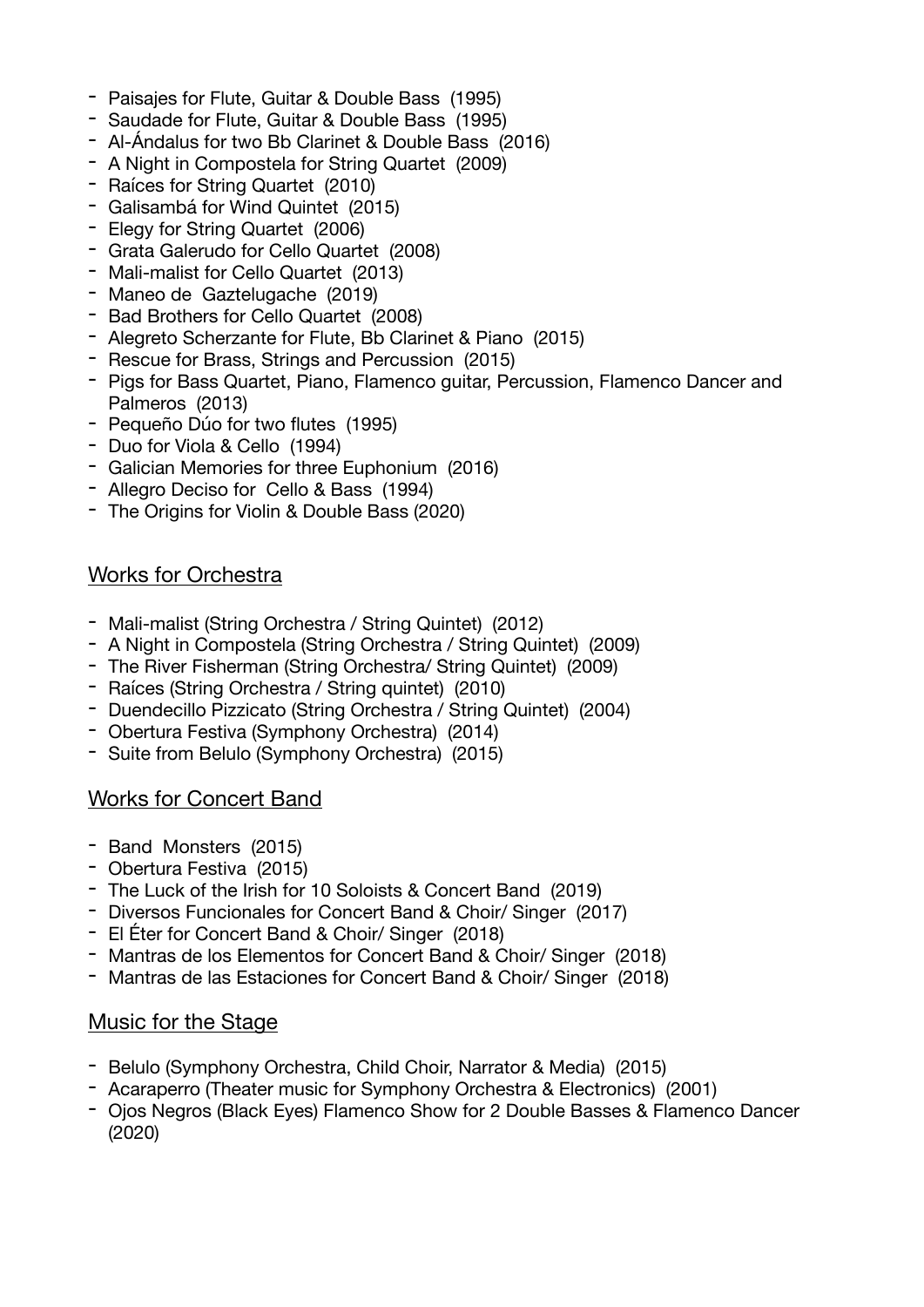- Paisajes for Flute, Guitar & Double Bass (1995)
- Saudade for Flute, Guitar & Double Bass (1995)
- Al-Ándalus for two Bb Clarinet & Double Bass (2016)
- A Night in Compostela for String Quartet (2009)
- Raíces for String Quartet (2010)
- Galisambá for Wind Quintet (2015)
- Elegy for String Quartet (2006)
- Grata Galerudo for Cello Quartet (2008)
- Mali-malist for Cello Quartet (2013)
- Maneo de Gaztelugache (2019)
- Bad Brothers for Cello Quartet (2008)
- Alegreto Scherzante for Flute, Bb Clarinet & Piano (2015)
- Rescue for Brass, Strings and Percussion (2015)
- Pigs for Bass Quartet, Piano, Flamenco guitar, Percussion, Flamenco Dancer and Palmeros (2013)
- Pequeño Dúo for two flutes (1995)
- Duo for Viola & Cello (1994)
- Galician Memories for three Euphonium (2016)
- Allegro Deciso for Cello & Bass (1994)
- The Origins for Violin & Double Bass (2020)

## Works for Orchestra

- Mali-malist (String Orchestra / String Quintet) (2012)
- A Night in Compostela (String Orchestra / String Quintet) (2009)
- The River Fisherman (String Orchestra/ String Quintet) (2009)
- Raíces (String Orchestra / String quintet) (2010)
- Duendecillo Pizzicato (String Orchestra / String Quintet) (2004)
- Obertura Festiva (Symphony Orchestra) (2014)
- Suite from Belulo (Symphony Orchestra) (2015)

## Works for Concert Band

- Band Monsters (2015)
- Obertura Festiva (2015)
- The Luck of the Irish for 10 Soloists & Concert Band (2019)
- Diversos Funcionales for Concert Band & Choir/ Singer (2017)
- El Éter for Concert Band & Choir/ Singer (2018)
- Mantras de los Elementos for Concert Band & Choir/ Singer (2018)
- Mantras de las Estaciones for Concert Band & Choir/ Singer (2018)

## Music for the Stage

- Belulo (Symphony Orchestra, Child Choir, Narrator & Media) (2015)
- Acaraperro (Theater music for Symphony Orchestra & Electronics) (2001)
- Ojos Negros (Black Eyes) Flamenco Show for 2 Double Basses & Flamenco Dancer (2020)